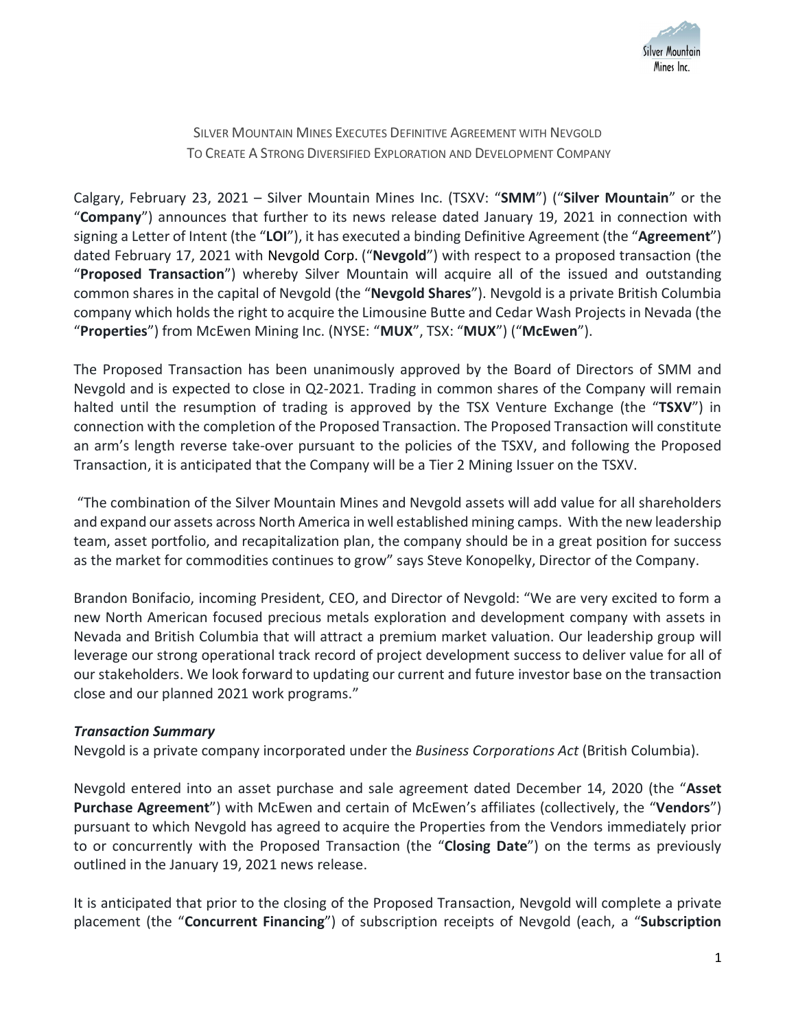# Silver Mountain Mines Executes Definitive Agreement with Nevgold To Create A Strong Diversified Exploration and Development Company

Calgary, February 23, 2021 – Silver Mountain Mines Inc. (TSXV: "**SMM**") ("**Silver Mountain**" or the "**Company**") announces that further to its news release dated January 19, 2021 in connection with signing a Letter of Intent (the "**LOI**"), it has executed a binding Definitive Agreement (the "**Agreement**") dated February 17, 2021 with Nevgold Corp. ("**Nevgold**") with respect to a proposed transaction (the "**Proposed Transaction**") whereby Silver Mountain will acquire all of the issued and outstanding common shares in the capital of Nevgold (the "**Nevgold Shares**"). Nevgold is a private British Columbia company which holds the right to acquire the Limousine Butte and Cedar Wash Projects in Nevada (the "**Properties**") from McEwen Mining Inc. (NYSE: "**MUX**", TSX: "**MUX**") ("**McEwen**").

The Proposed Transaction has been unanimously approved by the Board of Directors of SMM and Nevgold and is expected to close in Q2-2021. Trading in common shares of the Company will remain halted until the resumption of trading is approved by the TSX Venture Exchange (the "**TSXV**") in connection with the completion of the Proposed Transaction. The Proposed Transaction will constitute an arm's length reverse take-over pursuant to the policies of the TSXV, and following the Proposed Transaction, it is anticipated that the Company will be a Tier 2 Mining Issuer on the TSXV.

"The combination of the Silver Mountain Mines and Nevgold assets will add value for all shareholders and expand our assets across North America in well established mining camps. With the new leadership team, asset portfolio, and recapitalization plan, the company should be in a great position for success as the market for commodities continues to grow" says Steve Konopelky, Director of the Company.

Brandon Bonifacio, incoming President, CEO, and Director of Nevgold: "We are very excited to form a new North American focused precious metals exploration and development company with assets in Nevada and British Columbia that will attract a premium market valuation. Our leadership group will leverage our strong operational track record of project development success to deliver value for all of our stakeholders. We look forward to updating our current and future investor base on the transaction close and our planned 2021 work programs."

### *Transaction Summary*

Nevgold is a private company incorporated under the *Business Corporations Act* (British Columbia).

Nevgold entered into an asset purchase and sale agreement dated December 14, 2020 (the "**Asset Purchase Agreement**") with McEwen and certain of McEwen's affiliates (collectively, the "**Vendors**") pursuant to which Nevgold has agreed to acquire the Properties from the Vendors immediately prior to or concurrently with the Proposed Transaction (the "**Closing Date**") on the terms as previously outlined in the January 19, 2021 news release.

It is anticipated that prior to the closing of the Proposed Transaction, Nevgold will complete a private placement (the "**Concurrent Financing**") of subscription receipts of Nevgold (each, a "**Subscription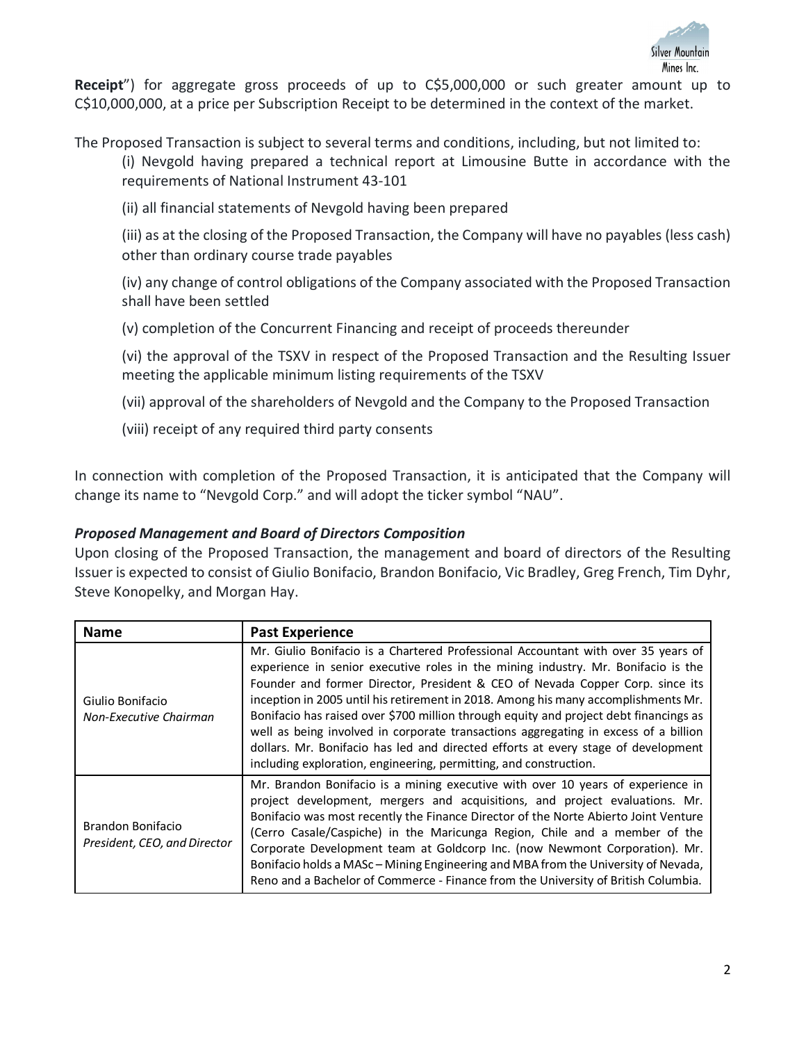**Receipt**") for aggregate gross proceeds of up to C$5,000,000 or such greater amount up to C$10,000,000, at a price per Subscription Receipt to be determined in the context of the market.

The Proposed Transaction is subject to several terms and conditions, including, but not limited to:

(i) Nevgold having prepared a technical report at Limousine Butte in accordance with the requirements of National Instrument 43-101

(ii) all financial statements of Nevgold having been prepared

(iii) as at the closing of the Proposed Transaction, the Company will have no payables (less cash) other than ordinary course trade payables

(iv) any change of control obligations of the Company associated with the Proposed Transaction shall have been settled

(v) completion of the Concurrent Financing and receipt of proceeds thereunder

(vi) the approval of the TSXV in respect of the Proposed Transaction and the Resulting Issuer meeting the applicable minimum listing requirements of the TSXV

(vii) approval of the shareholders of Nevgold and the Company to the Proposed Transaction

(viii) receipt of any required third party consents

In connection with completion of the Proposed Transaction, it is anticipated that the Company will change its name to "Nevgold Corp." and will adopt the ticker symbol "NAU".

***Proposed Management and Board of Directors Composition***

Upon closing of the Proposed Transaction, the management and board of directors of the Resulting Issuer is expected to consist of Giulio Bonifacio, Brandon Bonifacio, Vic Bradley, Greg French, Tim Dyhr, Steve Konopelky, and Morgan Hay.

| Name | Past Experience |
|---|---|
| Giulio Bonifacio<br>*Non-Executive Chairman* | Mr. Giulio Bonifacio is a Chartered Professional Accountant with over 35 years of experience in senior executive roles in the mining industry. Mr. Bonifacio is the Founder and former Director, President & CEO of Nevada Copper Corp. since its inception in 2005 until his retirement in 2018. Among his many accomplishments Mr. Bonifacio has raised over $700 million through equity and project debt financings as well as being involved in corporate transactions aggregating in excess of a billion dollars. Mr. Bonifacio has led and directed efforts at every stage of development including exploration, engineering, permitting, and construction. |
| Brandon Bonifacio<br>*President, CEO, and Director* | Mr. Brandon Bonifacio is a mining executive with over 10 years of experience in project development, mergers and acquisitions, and project evaluations. Mr. Bonifacio was most recently the Finance Director of the Norte Abierto Joint Venture (Cerro Casale/Caspiche) in the Maricunga Region, Chile and a member of the Corporate Development team at Goldcorp Inc. (now Newmont Corporation). Mr. Bonifacio holds a MASc – Mining Engineering and MBA from the University of Nevada, Reno and a Bachelor of Commerce - Finance from the University of British Columbia. |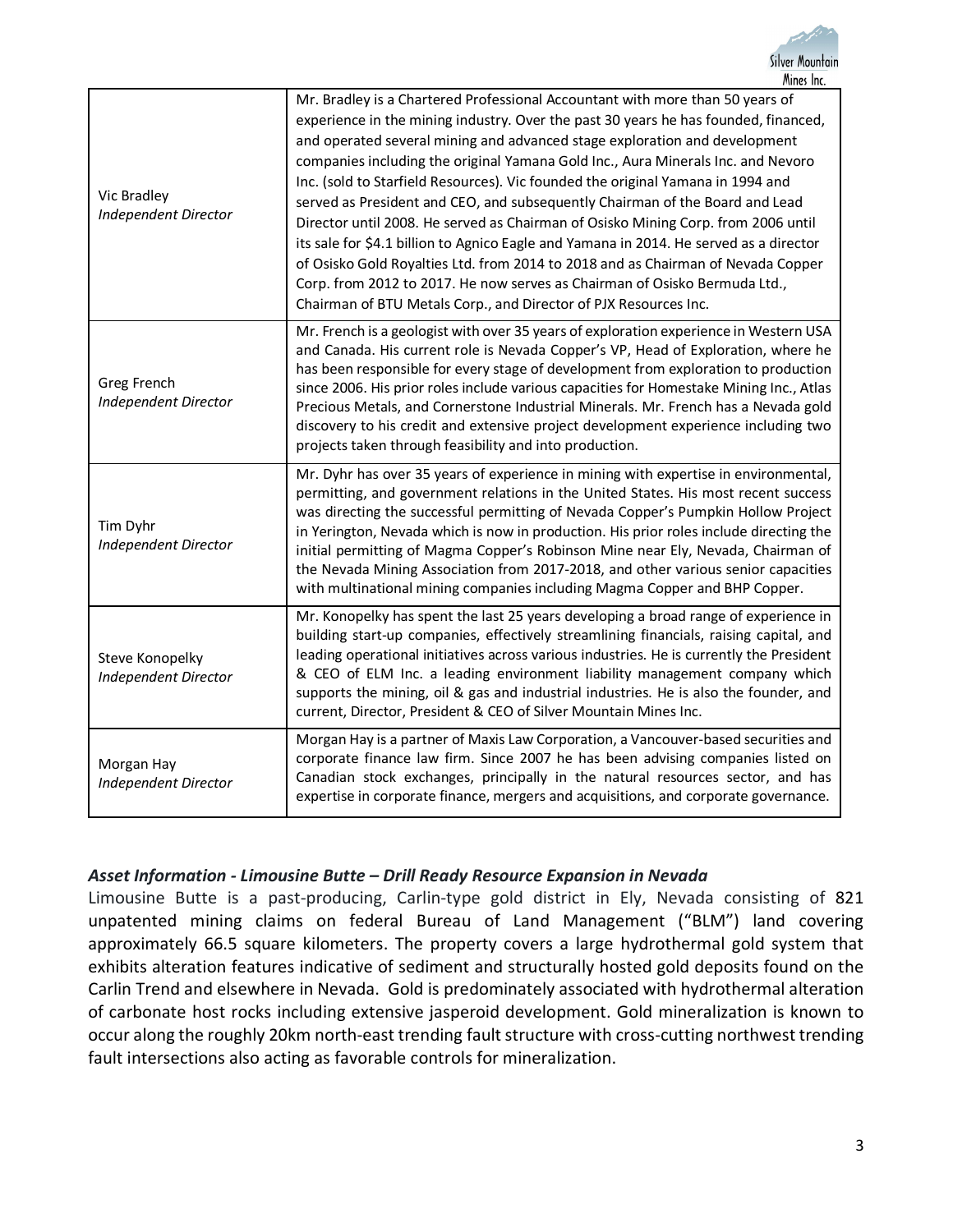| | |
|---|---|
| Vic Bradley *Independent Director* | Mr. Bradley is a Chartered Professional Accountant with more than 50 years of experience in the mining industry. Over the past 30 years he has founded, financed, and operated several mining and advanced stage exploration and development companies including the original Yamana Gold Inc., Aura Minerals Inc. and Nevoro Inc. (sold to Starfield Resources). Vic founded the original Yamana in 1994 and served as President and CEO, and subsequently Chairman of the Board and Lead Director until 2008. He served as Chairman of Osisko Mining Corp. from 2006 until its sale for $4.1 billion to Agnico Eagle and Yamana in 2014. He served as a director of Osisko Gold Royalties Ltd. from 2014 to 2018 and as Chairman of Nevada Copper Corp. from 2012 to 2017. He now serves as Chairman of Osisko Bermuda Ltd., Chairman of BTU Metals Corp., and Director of PJX Resources Inc. |
| Greg French *Independent Director* | Mr. French is a geologist with over 35 years of exploration experience in Western USA and Canada. His current role is Nevada Copper's VP, Head of Exploration, where he has been responsible for every stage of development from exploration to production since 2006. His prior roles include various capacities for Homestake Mining Inc., Atlas Precious Metals, and Cornerstone Industrial Minerals. Mr. French has a Nevada gold discovery to his credit and extensive project development experience including two projects taken through feasibility and into production. |
| Tim Dyhr *Independent Director* | Mr. Dyhr has over 35 years of experience in mining with expertise in environmental, permitting, and government relations in the United States. His most recent success was directing the successful permitting of Nevada Copper's Pumpkin Hollow Project in Yerington, Nevada which is now in production. His prior roles include directing the initial permitting of Magma Copper's Robinson Mine near Ely, Nevada, Chairman of the Nevada Mining Association from 2017-2018, and other various senior capacities with multinational mining companies including Magma Copper and BHP Copper. |
| Steve Konopelky *Independent Director* | Mr. Konopelky has spent the last 25 years developing a broad range of experience in building start-up companies, effectively streamlining financials, raising capital, and leading operational initiatives across various industries. He is currently the President & CEO of ELM Inc. a leading environment liability management company which supports the mining, oil & gas and industrial industries. He is also the founder, and current, Director, President & CEO of Silver Mountain Mines Inc. |
| Morgan Hay *Independent Director* | Morgan Hay is a partner of Maxis Law Corporation, a Vancouver-based securities and corporate finance law firm. Since 2007 he has been advising companies listed on Canadian stock exchanges, principally in the natural resources sector, and has expertise in corporate finance, mergers and acquisitions, and corporate governance. |

### *Asset Information - Limousine Butte – Drill Ready Resource Expansion in Nevada*

Limousine Butte is a past-producing, Carlin-type gold district in Ely, Nevada consisting of 821 unpatented mining claims on federal Bureau of Land Management ("BLM") land covering approximately 66.5 square kilometers. The property covers a large hydrothermal gold system that exhibits alteration features indicative of sediment and structurally hosted gold deposits found on the Carlin Trend and elsewhere in Nevada. Gold is predominately associated with hydrothermal alteration of carbonate host rocks including extensive jasperoid development. Gold mineralization is known to occur along the roughly 20km north-east trending fault structure with cross-cutting northwest trending fault intersections also acting as favorable controls for mineralization.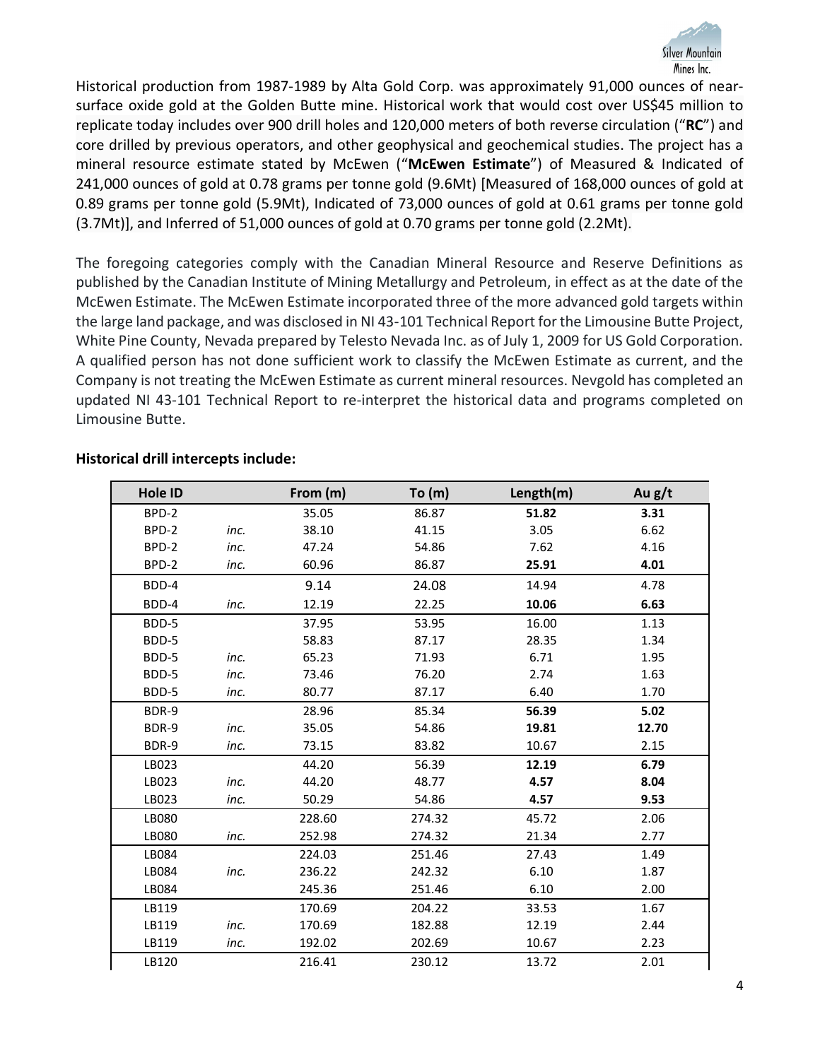Historical production from 1987-1989 by Alta Gold Corp. was approximately 91,000 ounces of near-surface oxide gold at the Golden Butte mine. Historical work that would cost over US$45 million to replicate today includes over 900 drill holes and 120,000 meters of both reverse circulation ("**RC**") and core drilled by previous operators, and other geophysical and geochemical studies. The project has a mineral resource estimate stated by McEwen ("**McEwen Estimate**") of Measured & Indicated of 241,000 ounces of gold at 0.78 grams per tonne gold (9.6Mt) [Measured of 168,000 ounces of gold at 0.89 grams per tonne gold (5.9Mt), Indicated of 73,000 ounces of gold at 0.61 grams per tonne gold (3.7Mt)], and Inferred of 51,000 ounces of gold at 0.70 grams per tonne gold (2.2Mt).

The foregoing categories comply with the Canadian Mineral Resource and Reserve Definitions as published by the Canadian Institute of Mining Metallurgy and Petroleum, in effect as at the date of the McEwen Estimate. The McEwen Estimate incorporated three of the more advanced gold targets within the large land package, and was disclosed in NI 43-101 Technical Report for the Limousine Butte Project, White Pine County, Nevada prepared by Telesto Nevada Inc. as of July 1, 2009 for US Gold Corporation. A qualified person has not done sufficient work to classify the McEwen Estimate as current, and the Company is not treating the McEwen Estimate as current mineral resources. Nevgold has completed an updated NI 43-101 Technical Report to re-interpret the historical data and programs completed on Limousine Butte.

**Historical drill intercepts include:**

| Hole ID | | From (m) | To (m) | Length(m) | Au g/t |
|---|---|---|---|---|---|
| BPD-2 | | 35.05 | 86.87 | **51.82** | **3.31** |
| BPD-2 | *inc.* | 38.10 | 41.15 | 3.05 | 6.62 |
| BPD-2 | *inc.* | 47.24 | 54.86 | 7.62 | 4.16 |
| BPD-2 | *inc.* | 60.96 | 86.87 | **25.91** | **4.01** |
| BDD-4 | | 9.14 | 24.08 | 14.94 | 4.78 |
| BDD-4 | *inc.* | 12.19 | 22.25 | **10.06** | **6.63** |
| BDD-5 | | 37.95 | 53.95 | 16.00 | 1.13 |
| BDD-5 | | 58.83 | 87.17 | 28.35 | 1.34 |
| BDD-5 | *inc.* | 65.23 | 71.93 | 6.71 | 1.95 |
| BDD-5 | *inc.* | 73.46 | 76.20 | 2.74 | 1.63 |
| BDD-5 | *inc.* | 80.77 | 87.17 | 6.40 | 1.70 |
| BDR-9 | | 28.96 | 85.34 | **56.39** | **5.02** |
| BDR-9 | *inc.* | 35.05 | 54.86 | **19.81** | **12.70** |
| BDR-9 | *inc.* | 73.15 | 83.82 | 10.67 | 2.15 |
| LB023 | | 44.20 | 56.39 | **12.19** | **6.79** |
| LB023 | *inc.* | 44.20 | 48.77 | **4.57** | **8.04** |
| LB023 | *inc.* | 50.29 | 54.86 | **4.57** | **9.53** |
| LB080 | | 228.60 | 274.32 | 45.72 | 2.06 |
| LB080 | *inc.* | 252.98 | 274.32 | 21.34 | 2.77 |
| LB084 | | 224.03 | 251.46 | 27.43 | 1.49 |
| LB084 | *inc.* | 236.22 | 242.32 | 6.10 | 1.87 |
| LB084 | | 245.36 | 251.46 | 6.10 | 2.00 |
| LB119 | | 170.69 | 204.22 | 33.53 | 1.67 |
| LB119 | *inc.* | 170.69 | 182.88 | 12.19 | 2.44 |
| LB119 | *inc.* | 192.02 | 202.69 | 10.67 | 2.23 |
| LB120 | | 216.41 | 230.12 | 13.72 | 2.01 |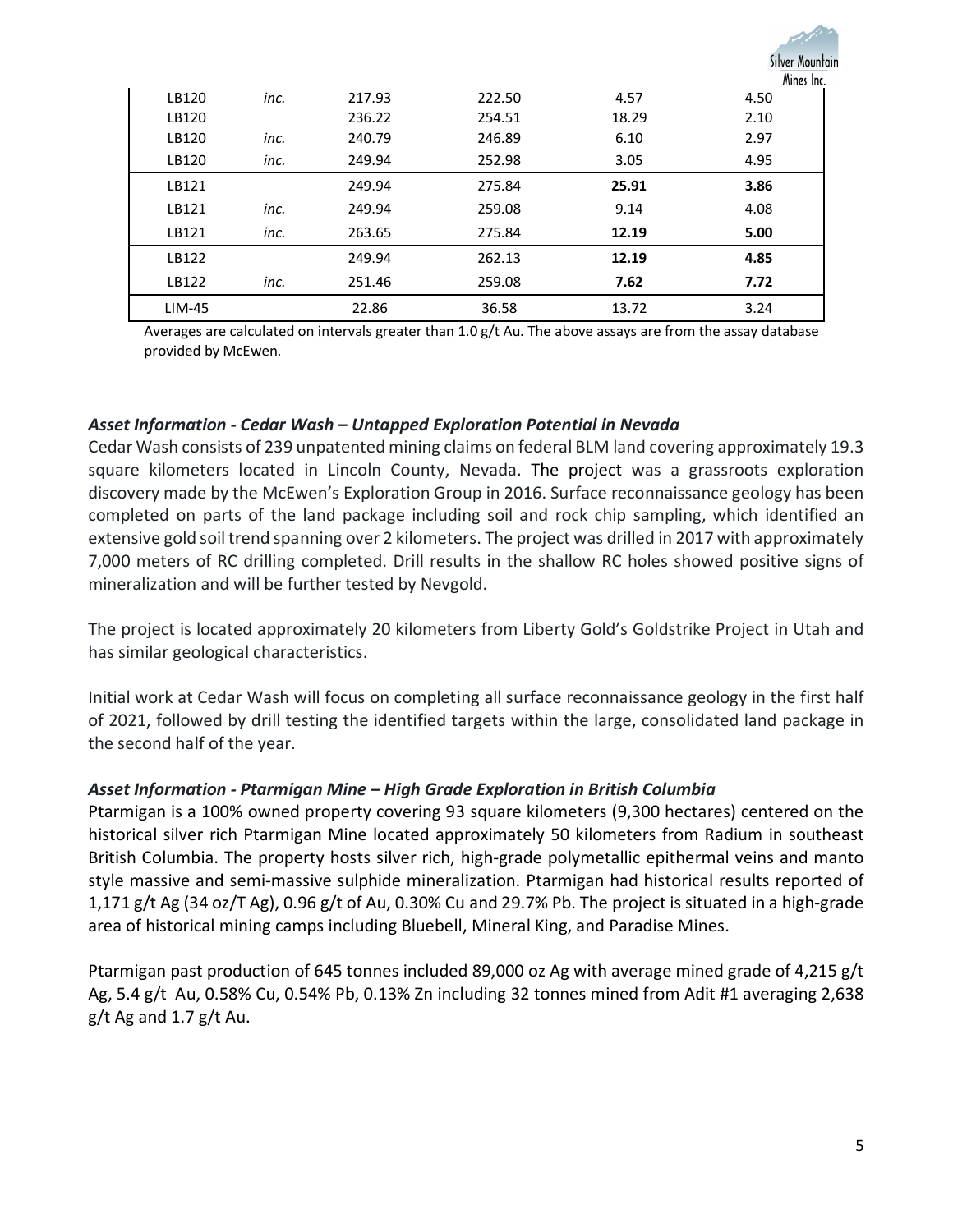| | | | | | |
|---|---|---|---|---|---|
| LB120 | *inc.* | 217.93 | 222.50 | 4.57 | 4.50 |
| LB120 | | 236.22 | 254.51 | 18.29 | 2.10 |
| LB120 | *inc.* | 240.79 | 246.89 | 6.10 | 2.97 |
| LB120 | *inc.* | 249.94 | 252.98 | 3.05 | 4.95 |
| LB121 | | 249.94 | 275.84 | **25.91** | **3.86** |
| LB121 | *inc.* | 249.94 | 259.08 | 9.14 | 4.08 |
| LB121 | *inc.* | 263.65 | 275.84 | **12.19** | **5.00** |
| LB122 | | 249.94 | 262.13 | **12.19** | **4.85** |
| LB122 | *inc.* | 251.46 | 259.08 | **7.62** | **7.72** |
| LIM-45 | | 22.86 | 36.58 | 13.72 | 3.24 |

Averages are calculated on intervals greater than 1.0 g/t Au. The above assays are from the assay database provided by McEwen.

### *Asset Information - Cedar Wash – Untapped Exploration Potential in Nevada*

Cedar Wash consists of 239 unpatented mining claims on federal BLM land covering approximately 19.3 square kilometers located in Lincoln County, Nevada. The project was a grassroots exploration discovery made by the McEwen's Exploration Group in 2016. Surface reconnaissance geology has been completed on parts of the land package including soil and rock chip sampling, which identified an extensive gold soil trend spanning over 2 kilometers. The project was drilled in 2017 with approximately 7,000 meters of RC drilling completed. Drill results in the shallow RC holes showed positive signs of mineralization and will be further tested by Nevgold.

The project is located approximately 20 kilometers from Liberty Gold's Goldstrike Project in Utah and has similar geological characteristics.

Initial work at Cedar Wash will focus on completing all surface reconnaissance geology in the first half of 2021, followed by drill testing the identified targets within the large, consolidated land package in the second half of the year.

### *Asset Information - Ptarmigan Mine – High Grade Exploration in British Columbia*

Ptarmigan is a 100% owned property covering 93 square kilometers (9,300 hectares) centered on the historical silver rich Ptarmigan Mine located approximately 50 kilometers from Radium in southeast British Columbia. The property hosts silver rich, high-grade polymetallic epithermal veins and manto style massive and semi-massive sulphide mineralization. Ptarmigan had historical results reported of 1,171 g/t Ag (34 oz/T Ag), 0.96 g/t of Au, 0.30% Cu and 29.7% Pb. The project is situated in a high-grade area of historical mining camps including Bluebell, Mineral King, and Paradise Mines.

Ptarmigan past production of 645 tonnes included 89,000 oz Ag with average mined grade of 4,215 g/t Ag, 5.4 g/t Au, 0.58% Cu, 0.54% Pb, 0.13% Zn including 32 tonnes mined from Adit #1 averaging 2,638 g/t Ag and 1.7 g/t Au.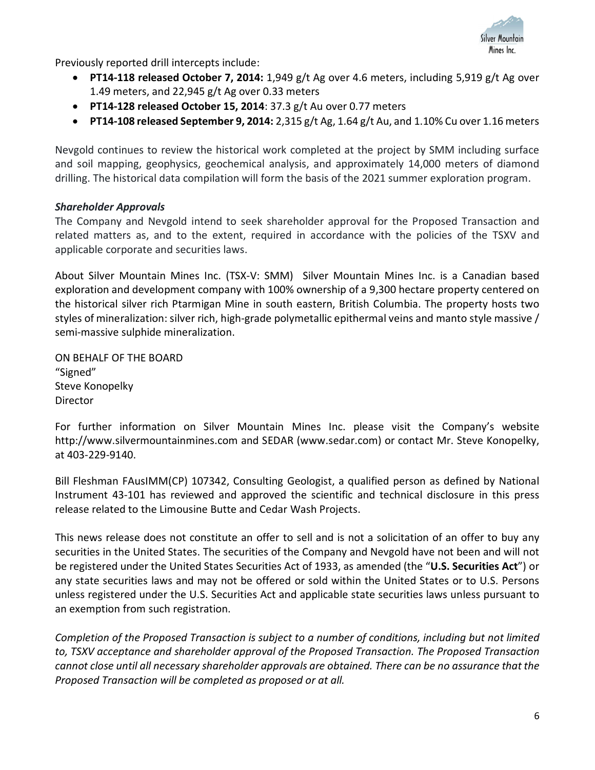Previously reported drill intercepts include:

- **PT14-118 released October 7, 2014:** 1,949 g/t Ag over 4.6 meters, including 5,919 g/t Ag over 1.49 meters, and 22,945 g/t Ag over 0.33 meters
- **PT14-128 released October 15, 2014**: 37.3 g/t Au over 0.77 meters
- **PT14-108 released September 9, 2014:** 2,315 g/t Ag, 1.64 g/t Au, and 1.10% Cu over 1.16 meters

Nevgold continues to review the historical work completed at the project by SMM including surface and soil mapping, geophysics, geochemical analysis, and approximately 14,000 meters of diamond drilling. The historical data compilation will form the basis of the 2021 summer exploration program.

***Shareholder Approvals***

The Company and Nevgold intend to seek shareholder approval for the Proposed Transaction and related matters as, and to the extent, required in accordance with the policies of the TSXV and applicable corporate and securities laws.

About Silver Mountain Mines Inc. (TSX-V: SMM) Silver Mountain Mines Inc. is a Canadian based exploration and development company with 100% ownership of a 9,300 hectare property centered on the historical silver rich Ptarmigan Mine in south eastern, British Columbia. The property hosts two styles of mineralization: silver rich, high-grade polymetallic epithermal veins and manto style massive / semi-massive sulphide mineralization.

ON BEHALF OF THE BOARD
"Signed"
Steve Konopelky
Director

For further information on Silver Mountain Mines Inc. please visit the Company's website http://www.silvermountainmines.com and SEDAR (www.sedar.com) or contact Mr. Steve Konopelky, at 403-229-9140.

Bill Fleshman FAusIMM(CP) 107342, Consulting Geologist, a qualified person as defined by National Instrument 43-101 has reviewed and approved the scientific and technical disclosure in this press release related to the Limousine Butte and Cedar Wash Projects.

This news release does not constitute an offer to sell and is not a solicitation of an offer to buy any securities in the United States. The securities of the Company and Nevgold have not been and will not be registered under the United States Securities Act of 1933, as amended (the "**U.S. Securities Act**") or any state securities laws and may not be offered or sold within the United States or to U.S. Persons unless registered under the U.S. Securities Act and applicable state securities laws unless pursuant to an exemption from such registration.

*Completion of the Proposed Transaction is subject to a number of conditions, including but not limited to, TSXV acceptance and shareholder approval of the Proposed Transaction. The Proposed Transaction cannot close until all necessary shareholder approvals are obtained. There can be no assurance that the Proposed Transaction will be completed as proposed or at all.*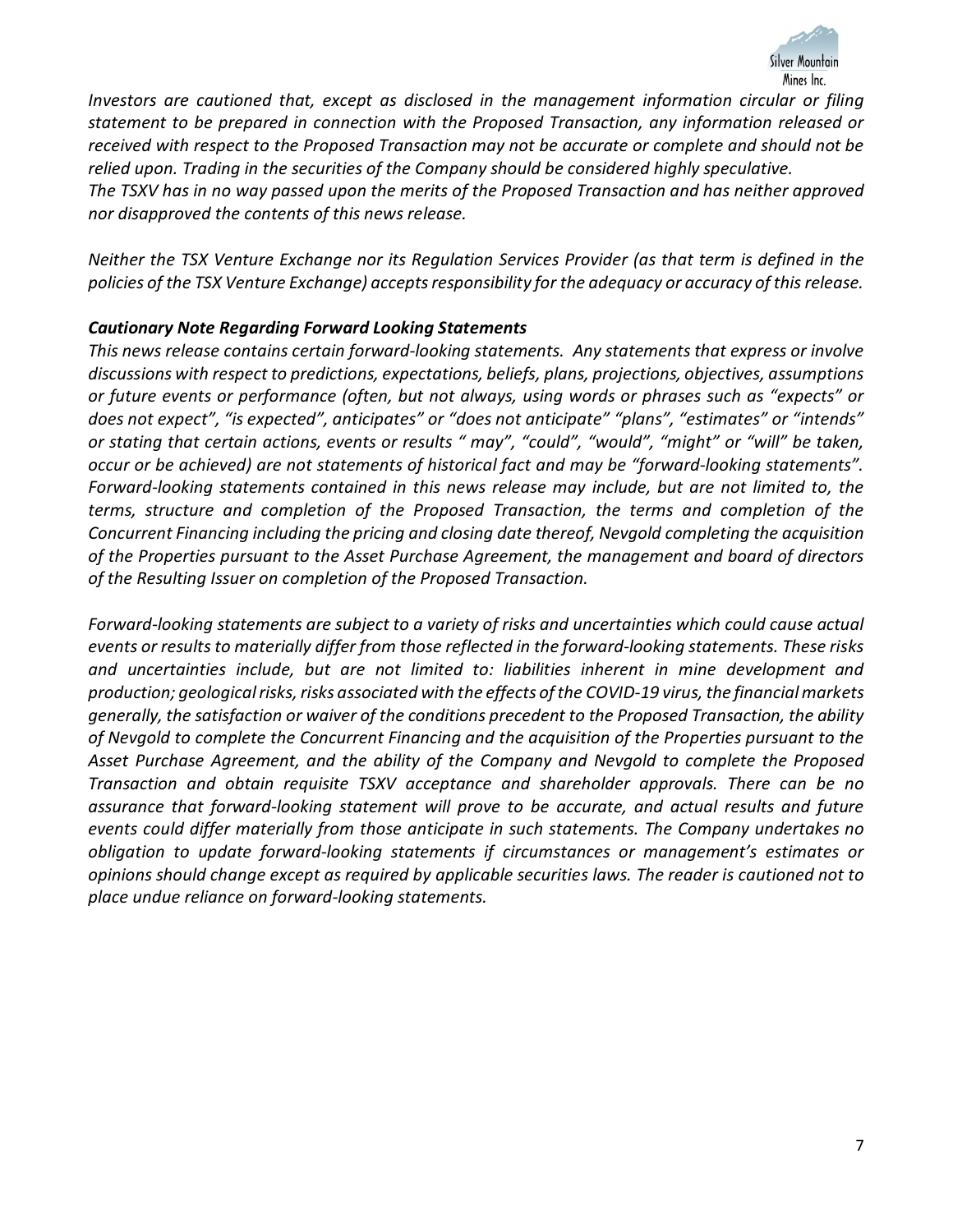*Investors are cautioned that, except as disclosed in the management information circular or filing statement to be prepared in connection with the Proposed Transaction, any information released or received with respect to the Proposed Transaction may not be accurate or complete and should not be relied upon. Trading in the securities of the Company should be considered highly speculative.*
*The TSXV has in no way passed upon the merits of the Proposed Transaction and has neither approved nor disapproved the contents of this news release.*

*Neither the TSX Venture Exchange nor its Regulation Services Provider (as that term is defined in the policies of the TSX Venture Exchange) accepts responsibility for the adequacy or accuracy of this release.*

***Cautionary Note Regarding Forward Looking Statements***
*This news release contains certain forward-looking statements. Any statements that express or involve discussions with respect to predictions, expectations, beliefs, plans, projections, objectives, assumptions or future events or performance (often, but not always, using words or phrases such as "expects" or does not expect", "is expected", anticipates" or "does not anticipate" "plans", "estimates" or "intends" or stating that certain actions, events or results " may", "could", "would", "might" or "will" be taken, occur or be achieved) are not statements of historical fact and may be "forward-looking statements". Forward-looking statements contained in this news release may include, but are not limited to, the terms, structure and completion of the Proposed Transaction, the terms and completion of the Concurrent Financing including the pricing and closing date thereof, Nevgold completing the acquisition of the Properties pursuant to the Asset Purchase Agreement, the management and board of directors of the Resulting Issuer on completion of the Proposed Transaction.*

*Forward-looking statements are subject to a variety of risks and uncertainties which could cause actual events or results to materially differ from those reflected in the forward-looking statements. These risks and uncertainties include, but are not limited to: liabilities inherent in mine development and production; geological risks, risks associated with the effects of the COVID-19 virus, the financial markets generally, the satisfaction or waiver of the conditions precedent to the Proposed Transaction, the ability of Nevgold to complete the Concurrent Financing and the acquisition of the Properties pursuant to the Asset Purchase Agreement, and the ability of the Company and Nevgold to complete the Proposed Transaction and obtain requisite TSXV acceptance and shareholder approvals. There can be no assurance that forward-looking statement will prove to be accurate, and actual results and future events could differ materially from those anticipate in such statements. The Company undertakes no obligation to update forward-looking statements if circumstances or management's estimates or opinions should change except as required by applicable securities laws. The reader is cautioned not to place undue reliance on forward-looking statements.*